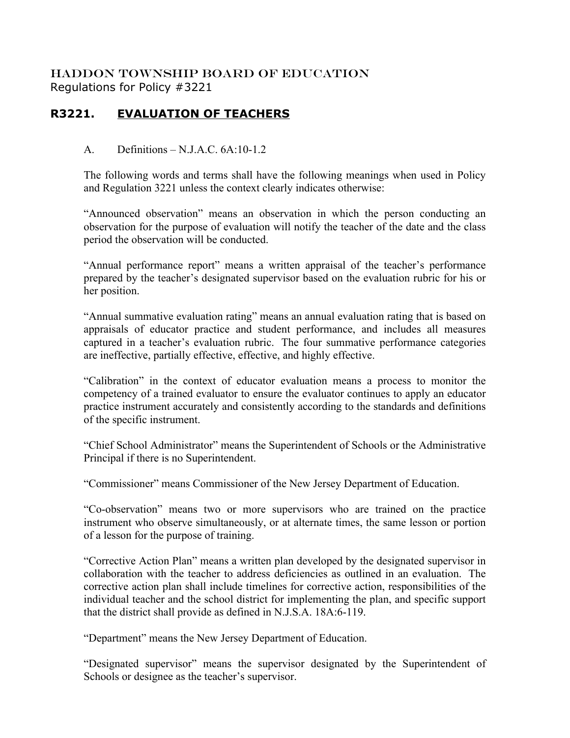HADDON TOWNSHIP BOARD OF EDUCATION
Regulations for Policy #3221

## R3221. EVALUATION OF TEACHERS

A. Definitions – N.J.A.C. 6A:10-1.2

The following words and terms shall have the following meanings when used in Policy and Regulation 3221 unless the context clearly indicates otherwise:

"Announced observation" means an observation in which the person conducting an observation for the purpose of evaluation will notify the teacher of the date and the class period the observation will be conducted.

"Annual performance report" means a written appraisal of the teacher's performance prepared by the teacher's designated supervisor based on the evaluation rubric for his or her position.

"Annual summative evaluation rating" means an annual evaluation rating that is based on appraisals of educator practice and student performance, and includes all measures captured in a teacher's evaluation rubric. The four summative performance categories are ineffective, partially effective, effective, and highly effective.

"Calibration" in the context of educator evaluation means a process to monitor the competency of a trained evaluator to ensure the evaluator continues to apply an educator practice instrument accurately and consistently according to the standards and definitions of the specific instrument.

"Chief School Administrator" means the Superintendent of Schools or the Administrative Principal if there is no Superintendent.

"Commissioner" means Commissioner of the New Jersey Department of Education.

"Co-observation" means two or more supervisors who are trained on the practice instrument who observe simultaneously, or at alternate times, the same lesson or portion of a lesson for the purpose of training.

"Corrective Action Plan" means a written plan developed by the designated supervisor in collaboration with the teacher to address deficiencies as outlined in an evaluation. The corrective action plan shall include timelines for corrective action, responsibilities of the individual teacher and the school district for implementing the plan, and specific support that the district shall provide as defined in N.J.S.A. 18A:6-119.

"Department" means the New Jersey Department of Education.

"Designated supervisor" means the supervisor designated by the Superintendent of Schools or designee as the teacher's supervisor.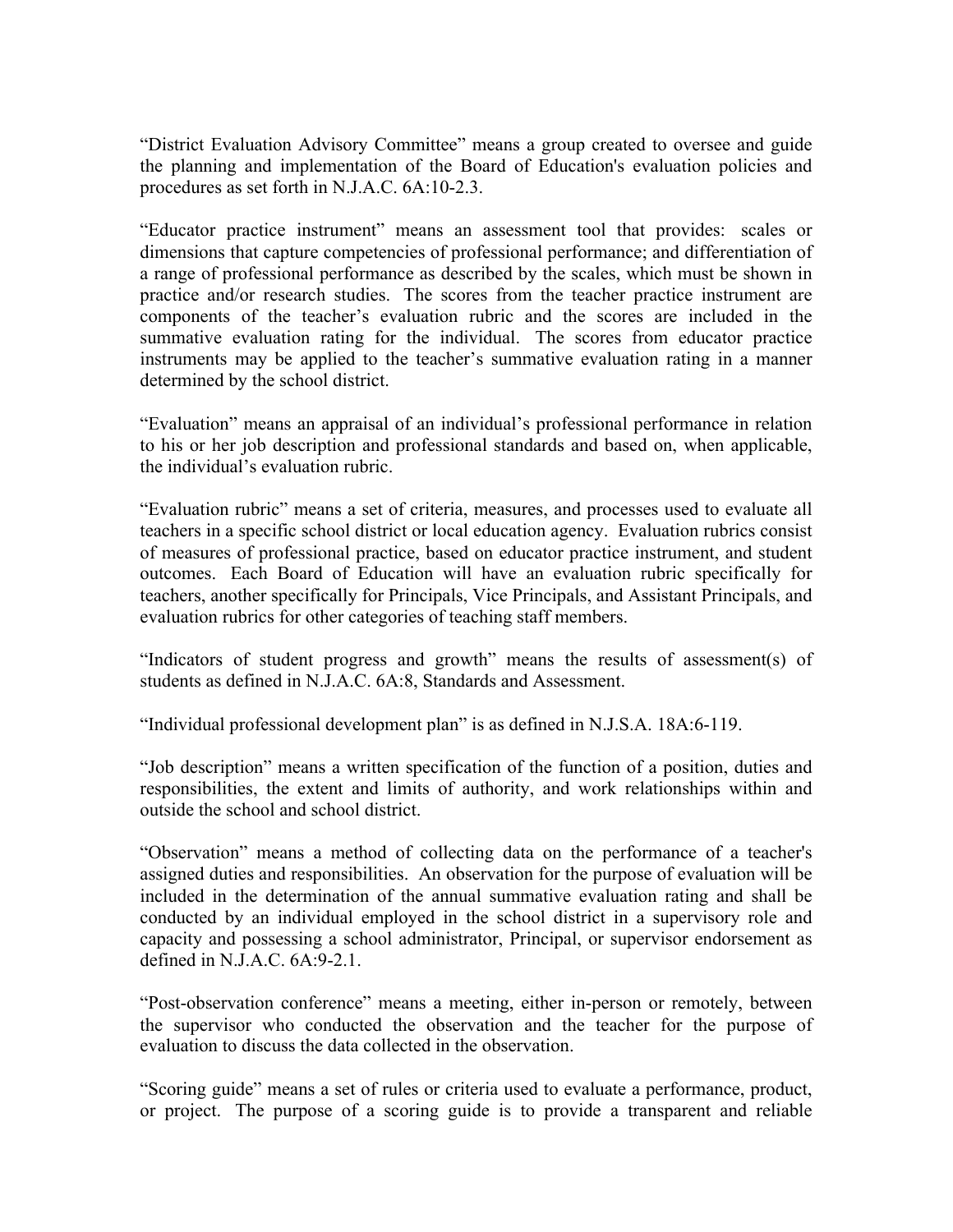"District Evaluation Advisory Committee" means a group created to oversee and guide the planning and implementation of the Board of Education's evaluation policies and procedures as set forth in N.J.A.C. 6A:10-2.3.

"Educator practice instrument" means an assessment tool that provides: scales or dimensions that capture competencies of professional performance; and differentiation of a range of professional performance as described by the scales, which must be shown in practice and/or research studies. The scores from the teacher practice instrument are components of the teacher's evaluation rubric and the scores are included in the summative evaluation rating for the individual. The scores from educator practice instruments may be applied to the teacher's summative evaluation rating in a manner determined by the school district.

"Evaluation" means an appraisal of an individual's professional performance in relation to his or her job description and professional standards and based on, when applicable, the individual's evaluation rubric.

"Evaluation rubric" means a set of criteria, measures, and processes used to evaluate all teachers in a specific school district or local education agency. Evaluation rubrics consist of measures of professional practice, based on educator practice instrument, and student outcomes. Each Board of Education will have an evaluation rubric specifically for teachers, another specifically for Principals, Vice Principals, and Assistant Principals, and evaluation rubrics for other categories of teaching staff members.

"Indicators of student progress and growth" means the results of assessment(s) of students as defined in N.J.A.C. 6A:8, Standards and Assessment.

"Individual professional development plan" is as defined in N.J.S.A. 18A:6-119.

"Job description" means a written specification of the function of a position, duties and responsibilities, the extent and limits of authority, and work relationships within and outside the school and school district.

"Observation" means a method of collecting data on the performance of a teacher's assigned duties and responsibilities. An observation for the purpose of evaluation will be included in the determination of the annual summative evaluation rating and shall be conducted by an individual employed in the school district in a supervisory role and capacity and possessing a school administrator, Principal, or supervisor endorsement as defined in N.J.A.C. 6A:9-2.1.

"Post-observation conference" means a meeting, either in-person or remotely, between the supervisor who conducted the observation and the teacher for the purpose of evaluation to discuss the data collected in the observation.

"Scoring guide" means a set of rules or criteria used to evaluate a performance, product, or project. The purpose of a scoring guide is to provide a transparent and reliable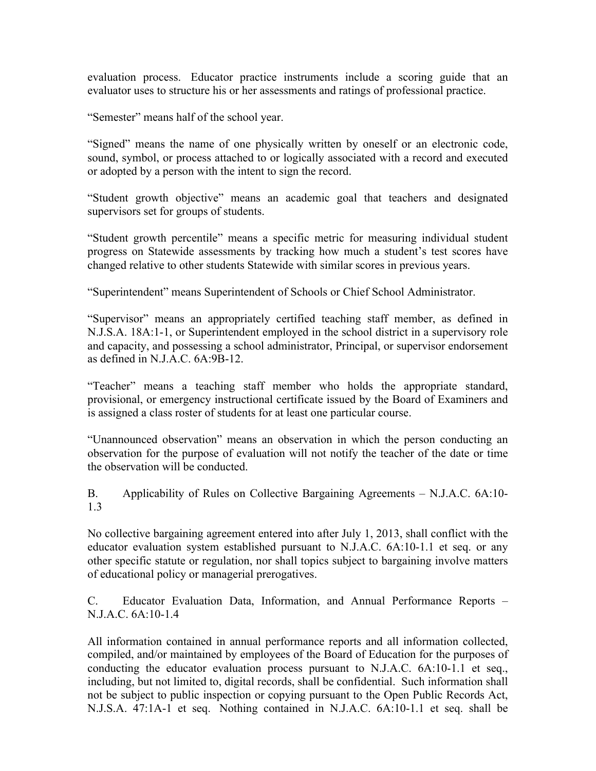evaluation process. Educator practice instruments include a scoring guide that an evaluator uses to structure his or her assessments and ratings of professional practice.

"Semester" means half of the school year.

"Signed" means the name of one physically written by oneself or an electronic code, sound, symbol, or process attached to or logically associated with a record and executed or adopted by a person with the intent to sign the record.

"Student growth objective" means an academic goal that teachers and designated supervisors set for groups of students.

"Student growth percentile" means a specific metric for measuring individual student progress on Statewide assessments by tracking how much a student's test scores have changed relative to other students Statewide with similar scores in previous years.

"Superintendent" means Superintendent of Schools or Chief School Administrator.

"Supervisor" means an appropriately certified teaching staff member, as defined in N.J.S.A. 18A:1-1, or Superintendent employed in the school district in a supervisory role and capacity, and possessing a school administrator, Principal, or supervisor endorsement as defined in N.J.A.C. 6A:9B-12.

"Teacher" means a teaching staff member who holds the appropriate standard, provisional, or emergency instructional certificate issued by the Board of Examiners and is assigned a class roster of students for at least one particular course.

"Unannounced observation" means an observation in which the person conducting an observation for the purpose of evaluation will not notify the teacher of the date or time the observation will be conducted.

B. Applicability of Rules on Collective Bargaining Agreements – N.J.A.C. 6A:10-1.3

No collective bargaining agreement entered into after July 1, 2013, shall conflict with the educator evaluation system established pursuant to N.J.A.C. 6A:10-1.1 et seq. or any other specific statute or regulation, nor shall topics subject to bargaining involve matters of educational policy or managerial prerogatives.

C. Educator Evaluation Data, Information, and Annual Performance Reports – N.J.A.C. 6A:10-1.4

All information contained in annual performance reports and all information collected, compiled, and/or maintained by employees of the Board of Education for the purposes of conducting the educator evaluation process pursuant to N.J.A.C. 6A:10-1.1 et seq., including, but not limited to, digital records, shall be confidential. Such information shall not be subject to public inspection or copying pursuant to the Open Public Records Act, N.J.S.A. 47:1A-1 et seq. Nothing contained in N.J.A.C. 6A:10-1.1 et seq. shall be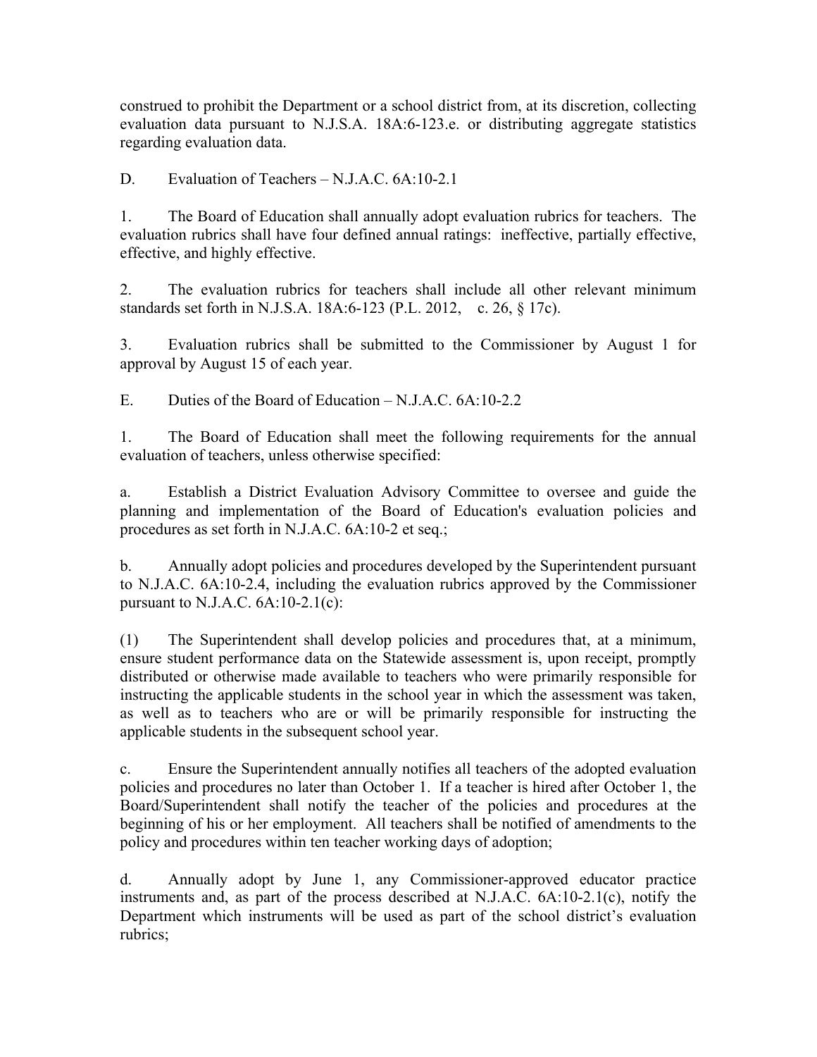construed to prohibit the Department or a school district from, at its discretion, collecting evaluation data pursuant to N.J.S.A. 18A:6-123.e. or distributing aggregate statistics regarding evaluation data.

D. Evaluation of Teachers – N.J.A.C. 6A:10-2.1

1. The Board of Education shall annually adopt evaluation rubrics for teachers. The evaluation rubrics shall have four defined annual ratings: ineffective, partially effective, effective, and highly effective.

2. The evaluation rubrics for teachers shall include all other relevant minimum standards set forth in N.J.S.A. 18A:6-123 (P.L. 2012, c. 26, § 17c).

3. Evaluation rubrics shall be submitted to the Commissioner by August 1 for approval by August 15 of each year.

E. Duties of the Board of Education – N.J.A.C. 6A:10-2.2

1. The Board of Education shall meet the following requirements for the annual evaluation of teachers, unless otherwise specified:

a. Establish a District Evaluation Advisory Committee to oversee and guide the planning and implementation of the Board of Education's evaluation policies and procedures as set forth in N.J.A.C. 6A:10-2 et seq.;

b. Annually adopt policies and procedures developed by the Superintendent pursuant to N.J.A.C. 6A:10-2.4, including the evaluation rubrics approved by the Commissioner pursuant to N.J.A.C. 6A:10-2.1(c):

(1) The Superintendent shall develop policies and procedures that, at a minimum, ensure student performance data on the Statewide assessment is, upon receipt, promptly distributed or otherwise made available to teachers who were primarily responsible for instructing the applicable students in the school year in which the assessment was taken, as well as to teachers who are or will be primarily responsible for instructing the applicable students in the subsequent school year.

c. Ensure the Superintendent annually notifies all teachers of the adopted evaluation policies and procedures no later than October 1. If a teacher is hired after October 1, the Board/Superintendent shall notify the teacher of the policies and procedures at the beginning of his or her employment. All teachers shall be notified of amendments to the policy and procedures within ten teacher working days of adoption;

d. Annually adopt by June 1, any Commissioner-approved educator practice instruments and, as part of the process described at N.J.A.C. 6A:10-2.1(c), notify the Department which instruments will be used as part of the school district's evaluation rubrics;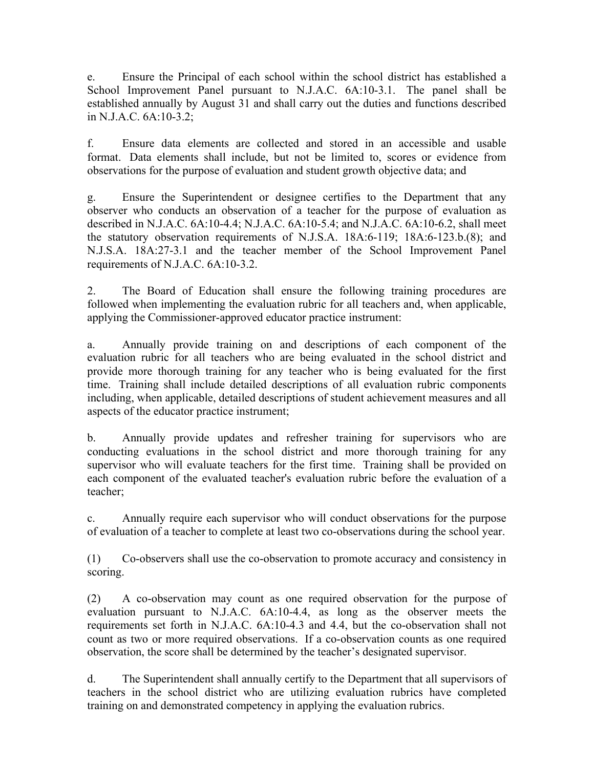e. Ensure the Principal of each school within the school district has established a School Improvement Panel pursuant to N.J.A.C. 6A:10-3.1. The panel shall be established annually by August 31 and shall carry out the duties and functions described in N.J.A.C. 6A:10-3.2;

f. Ensure data elements are collected and stored in an accessible and usable format. Data elements shall include, but not be limited to, scores or evidence from observations for the purpose of evaluation and student growth objective data; and

g. Ensure the Superintendent or designee certifies to the Department that any observer who conducts an observation of a teacher for the purpose of evaluation as described in N.J.A.C. 6A:10-4.4; N.J.A.C. 6A:10-5.4; and N.J.A.C. 6A:10-6.2, shall meet the statutory observation requirements of N.J.S.A. 18A:6-119; 18A:6-123.b.(8); and N.J.S.A. 18A:27-3.1 and the teacher member of the School Improvement Panel requirements of N.J.A.C. 6A:10-3.2.

2. The Board of Education shall ensure the following training procedures are followed when implementing the evaluation rubric for all teachers and, when applicable, applying the Commissioner-approved educator practice instrument:

a. Annually provide training on and descriptions of each component of the evaluation rubric for all teachers who are being evaluated in the school district and provide more thorough training for any teacher who is being evaluated for the first time. Training shall include detailed descriptions of all evaluation rubric components including, when applicable, detailed descriptions of student achievement measures and all aspects of the educator practice instrument;

b. Annually provide updates and refresher training for supervisors who are conducting evaluations in the school district and more thorough training for any supervisor who will evaluate teachers for the first time. Training shall be provided on each component of the evaluated teacher's evaluation rubric before the evaluation of a teacher;

c. Annually require each supervisor who will conduct observations for the purpose of evaluation of a teacher to complete at least two co-observations during the school year.

(1) Co-observers shall use the co-observation to promote accuracy and consistency in scoring.

(2) A co-observation may count as one required observation for the purpose of evaluation pursuant to N.J.A.C. 6A:10-4.4, as long as the observer meets the requirements set forth in N.J.A.C. 6A:10-4.3 and 4.4, but the co-observation shall not count as two or more required observations. If a co-observation counts as one required observation, the score shall be determined by the teacher's designated supervisor.

d. The Superintendent shall annually certify to the Department that all supervisors of teachers in the school district who are utilizing evaluation rubrics have completed training on and demonstrated competency in applying the evaluation rubrics.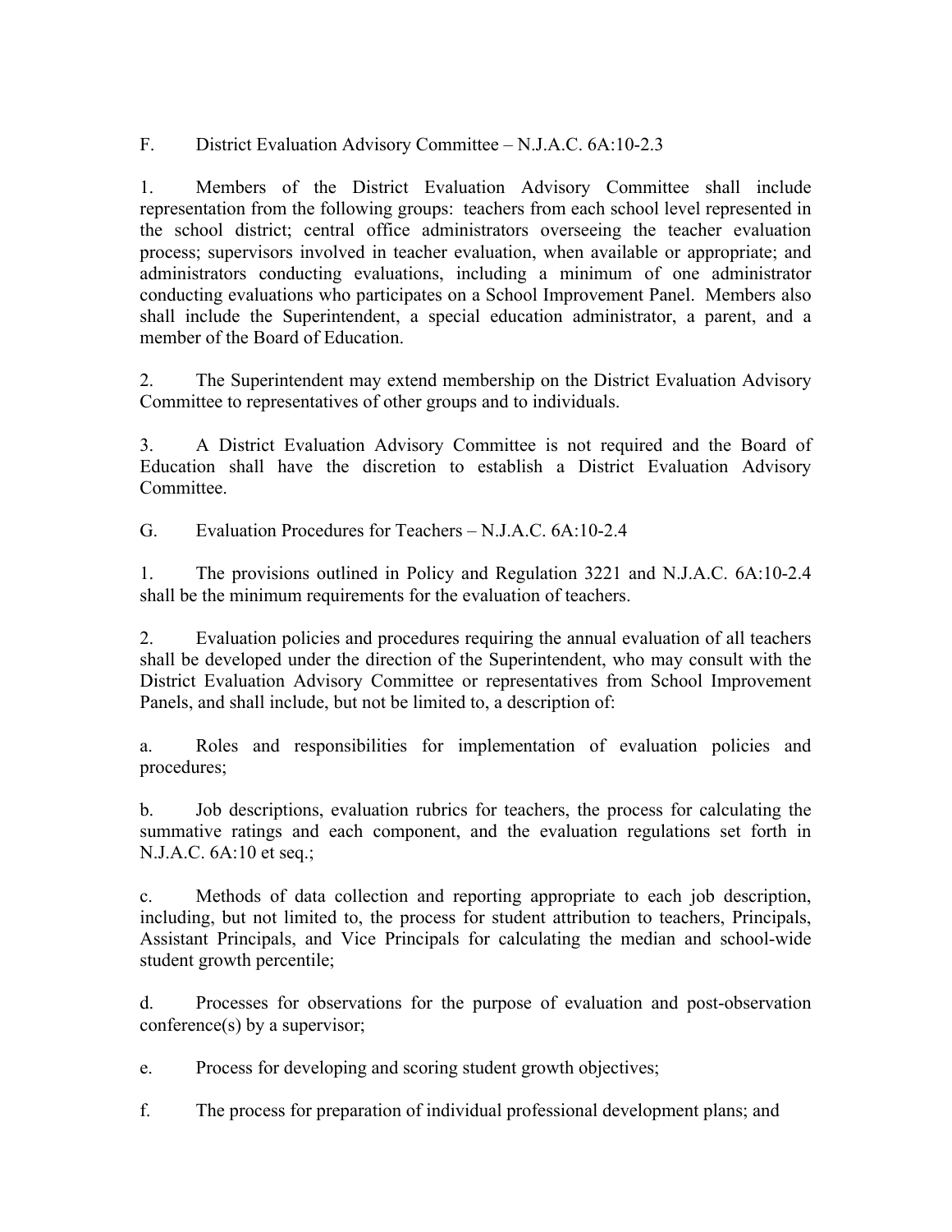F. District Evaluation Advisory Committee – N.J.A.C. 6A:10-2.3

1. Members of the District Evaluation Advisory Committee shall include representation from the following groups: teachers from each school level represented in the school district; central office administrators overseeing the teacher evaluation process; supervisors involved in teacher evaluation, when available or appropriate; and administrators conducting evaluations, including a minimum of one administrator conducting evaluations who participates on a School Improvement Panel. Members also shall include the Superintendent, a special education administrator, a parent, and a member of the Board of Education.

2. The Superintendent may extend membership on the District Evaluation Advisory Committee to representatives of other groups and to individuals.

3. A District Evaluation Advisory Committee is not required and the Board of Education shall have the discretion to establish a District Evaluation Advisory Committee.

G. Evaluation Procedures for Teachers – N.J.A.C. 6A:10-2.4

1. The provisions outlined in Policy and Regulation 3221 and N.J.A.C. 6A:10-2.4 shall be the minimum requirements for the evaluation of teachers.

2. Evaluation policies and procedures requiring the annual evaluation of all teachers shall be developed under the direction of the Superintendent, who may consult with the District Evaluation Advisory Committee or representatives from School Improvement Panels, and shall include, but not be limited to, a description of:

a. Roles and responsibilities for implementation of evaluation policies and procedures;

b. Job descriptions, evaluation rubrics for teachers, the process for calculating the summative ratings and each component, and the evaluation regulations set forth in N.J.A.C. 6A:10 et seq.;

c. Methods of data collection and reporting appropriate to each job description, including, but not limited to, the process for student attribution to teachers, Principals, Assistant Principals, and Vice Principals for calculating the median and school-wide student growth percentile;

d. Processes for observations for the purpose of evaluation and post-observation conference(s) by a supervisor;

e. Process for developing and scoring student growth objectives;

f. The process for preparation of individual professional development plans; and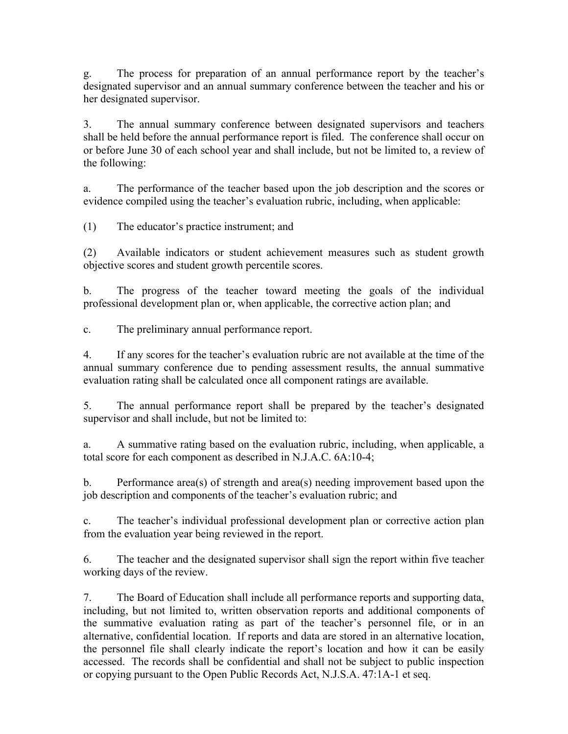g. The process for preparation of an annual performance report by the teacher's designated supervisor and an annual summary conference between the teacher and his or her designated supervisor.

3. The annual summary conference between designated supervisors and teachers shall be held before the annual performance report is filed. The conference shall occur on or before June 30 of each school year and shall include, but not be limited to, a review of the following:

a. The performance of the teacher based upon the job description and the scores or evidence compiled using the teacher's evaluation rubric, including, when applicable:

(1) The educator's practice instrument; and

(2) Available indicators or student achievement measures such as student growth objective scores and student growth percentile scores.

b. The progress of the teacher toward meeting the goals of the individual professional development plan or, when applicable, the corrective action plan; and

c. The preliminary annual performance report.

4. If any scores for the teacher's evaluation rubric are not available at the time of the annual summary conference due to pending assessment results, the annual summative evaluation rating shall be calculated once all component ratings are available.

5. The annual performance report shall be prepared by the teacher's designated supervisor and shall include, but not be limited to:

a. A summative rating based on the evaluation rubric, including, when applicable, a total score for each component as described in N.J.A.C. 6A:10-4;

b. Performance area(s) of strength and area(s) needing improvement based upon the job description and components of the teacher's evaluation rubric; and

c. The teacher's individual professional development plan or corrective action plan from the evaluation year being reviewed in the report.

6. The teacher and the designated supervisor shall sign the report within five teacher working days of the review.

7. The Board of Education shall include all performance reports and supporting data, including, but not limited to, written observation reports and additional components of the summative evaluation rating as part of the teacher's personnel file, or in an alternative, confidential location. If reports and data are stored in an alternative location, the personnel file shall clearly indicate the report's location and how it can be easily accessed. The records shall be confidential and shall not be subject to public inspection or copying pursuant to the Open Public Records Act, N.J.S.A. 47:1A-1 et seq.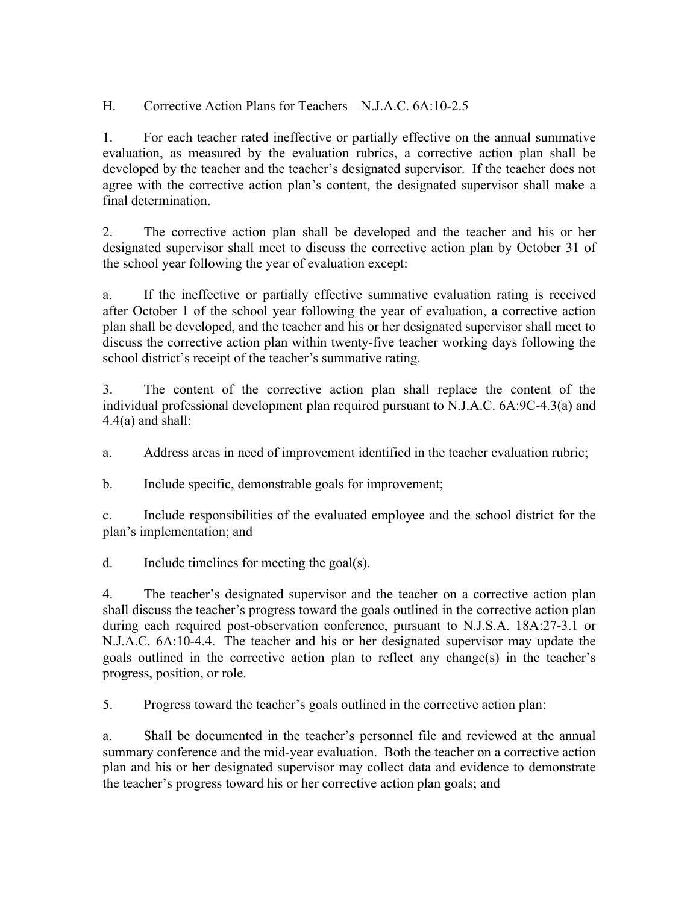H. Corrective Action Plans for Teachers – N.J.A.C. 6A:10-2.5

1. For each teacher rated ineffective or partially effective on the annual summative evaluation, as measured by the evaluation rubrics, a corrective action plan shall be developed by the teacher and the teacher's designated supervisor. If the teacher does not agree with the corrective action plan's content, the designated supervisor shall make a final determination.

2. The corrective action plan shall be developed and the teacher and his or her designated supervisor shall meet to discuss the corrective action plan by October 31 of the school year following the year of evaluation except:

a. If the ineffective or partially effective summative evaluation rating is received after October 1 of the school year following the year of evaluation, a corrective action plan shall be developed, and the teacher and his or her designated supervisor shall meet to discuss the corrective action plan within twenty-five teacher working days following the school district's receipt of the teacher's summative rating.

3. The content of the corrective action plan shall replace the content of the individual professional development plan required pursuant to N.J.A.C. 6A:9C-4.3(a) and 4.4(a) and shall:

a. Address areas in need of improvement identified in the teacher evaluation rubric;

b. Include specific, demonstrable goals for improvement;

c. Include responsibilities of the evaluated employee and the school district for the plan's implementation; and

d. Include timelines for meeting the goal(s).

4. The teacher's designated supervisor and the teacher on a corrective action plan shall discuss the teacher's progress toward the goals outlined in the corrective action plan during each required post-observation conference, pursuant to N.J.S.A. 18A:27-3.1 or N.J.A.C. 6A:10-4.4. The teacher and his or her designated supervisor may update the goals outlined in the corrective action plan to reflect any change(s) in the teacher's progress, position, or role.

5. Progress toward the teacher's goals outlined in the corrective action plan:

a. Shall be documented in the teacher's personnel file and reviewed at the annual summary conference and the mid-year evaluation. Both the teacher on a corrective action plan and his or her designated supervisor may collect data and evidence to demonstrate the teacher's progress toward his or her corrective action plan goals; and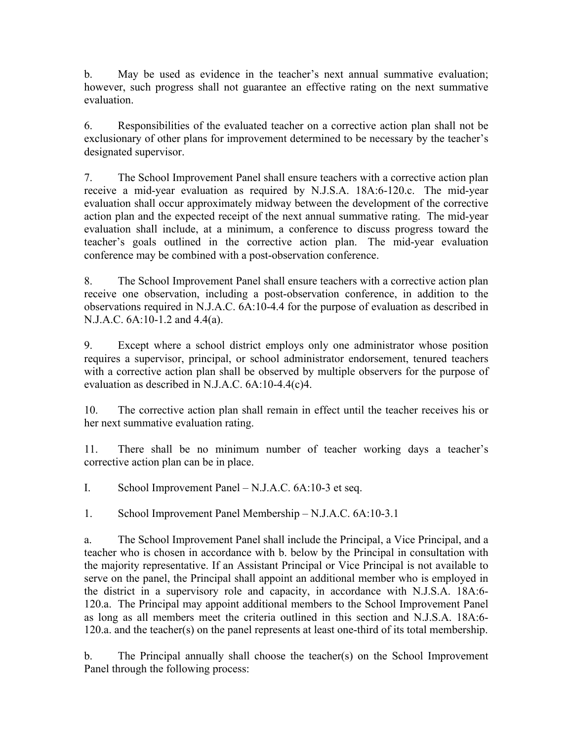b. May be used as evidence in the teacher's next annual summative evaluation; however, such progress shall not guarantee an effective rating on the next summative evaluation.

6. Responsibilities of the evaluated teacher on a corrective action plan shall not be exclusionary of other plans for improvement determined to be necessary by the teacher's designated supervisor.

7. The School Improvement Panel shall ensure teachers with a corrective action plan receive a mid-year evaluation as required by N.J.S.A. 18A:6-120.c. The mid-year evaluation shall occur approximately midway between the development of the corrective action plan and the expected receipt of the next annual summative rating. The mid-year evaluation shall include, at a minimum, a conference to discuss progress toward the teacher's goals outlined in the corrective action plan. The mid-year evaluation conference may be combined with a post-observation conference.

8. The School Improvement Panel shall ensure teachers with a corrective action plan receive one observation, including a post-observation conference, in addition to the observations required in N.J.A.C. 6A:10-4.4 for the purpose of evaluation as described in N.J.A.C. 6A:10-1.2 and 4.4(a).

9. Except where a school district employs only one administrator whose position requires a supervisor, principal, or school administrator endorsement, tenured teachers with a corrective action plan shall be observed by multiple observers for the purpose of evaluation as described in N.J.A.C. 6A:10-4.4(c)4.

10. The corrective action plan shall remain in effect until the teacher receives his or her next summative evaluation rating.

11. There shall be no minimum number of teacher working days a teacher's corrective action plan can be in place.

I. School Improvement Panel – N.J.A.C. 6A:10-3 et seq.

1. School Improvement Panel Membership – N.J.A.C. 6A:10-3.1

a. The School Improvement Panel shall include the Principal, a Vice Principal, and a teacher who is chosen in accordance with b. below by the Principal in consultation with the majority representative. If an Assistant Principal or Vice Principal is not available to serve on the panel, the Principal shall appoint an additional member who is employed in the district in a supervisory role and capacity, in accordance with N.J.S.A. 18A:6-120.a. The Principal may appoint additional members to the School Improvement Panel as long as all members meet the criteria outlined in this section and N.J.S.A. 18A:6-120.a. and the teacher(s) on the panel represents at least one-third of its total membership.

b. The Principal annually shall choose the teacher(s) on the School Improvement Panel through the following process: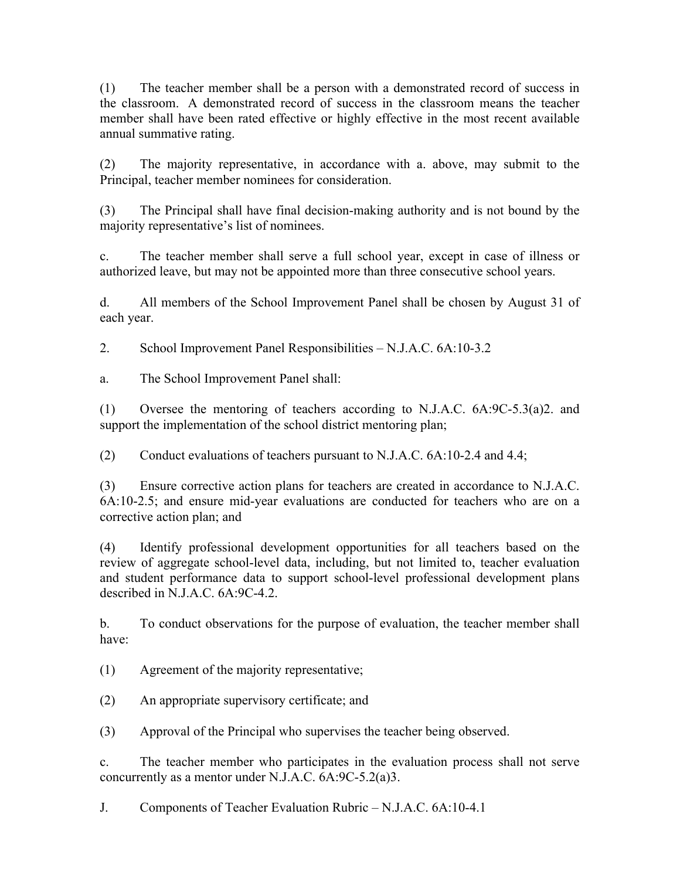(1) The teacher member shall be a person with a demonstrated record of success in the classroom. A demonstrated record of success in the classroom means the teacher member shall have been rated effective or highly effective in the most recent available annual summative rating.

(2) The majority representative, in accordance with a. above, may submit to the Principal, teacher member nominees for consideration.

(3) The Principal shall have final decision-making authority and is not bound by the majority representative's list of nominees.

c. The teacher member shall serve a full school year, except in case of illness or authorized leave, but may not be appointed more than three consecutive school years.

d. All members of the School Improvement Panel shall be chosen by August 31 of each year.

2. School Improvement Panel Responsibilities – N.J.A.C. 6A:10-3.2

a. The School Improvement Panel shall:

(1) Oversee the mentoring of teachers according to N.J.A.C. 6A:9C-5.3(a)2. and support the implementation of the school district mentoring plan;

(2) Conduct evaluations of teachers pursuant to N.J.A.C. 6A:10-2.4 and 4.4;

(3) Ensure corrective action plans for teachers are created in accordance to N.J.A.C. 6A:10-2.5; and ensure mid-year evaluations are conducted for teachers who are on a corrective action plan; and

(4) Identify professional development opportunities for all teachers based on the review of aggregate school-level data, including, but not limited to, teacher evaluation and student performance data to support school-level professional development plans described in N.J.A.C. 6A:9C-4.2.

b. To conduct observations for the purpose of evaluation, the teacher member shall have:

(1) Agreement of the majority representative;

(2) An appropriate supervisory certificate; and

(3) Approval of the Principal who supervises the teacher being observed.

c. The teacher member who participates in the evaluation process shall not serve concurrently as a mentor under N.J.A.C. 6A:9C-5.2(a)3.

J. Components of Teacher Evaluation Rubric – N.J.A.C. 6A:10-4.1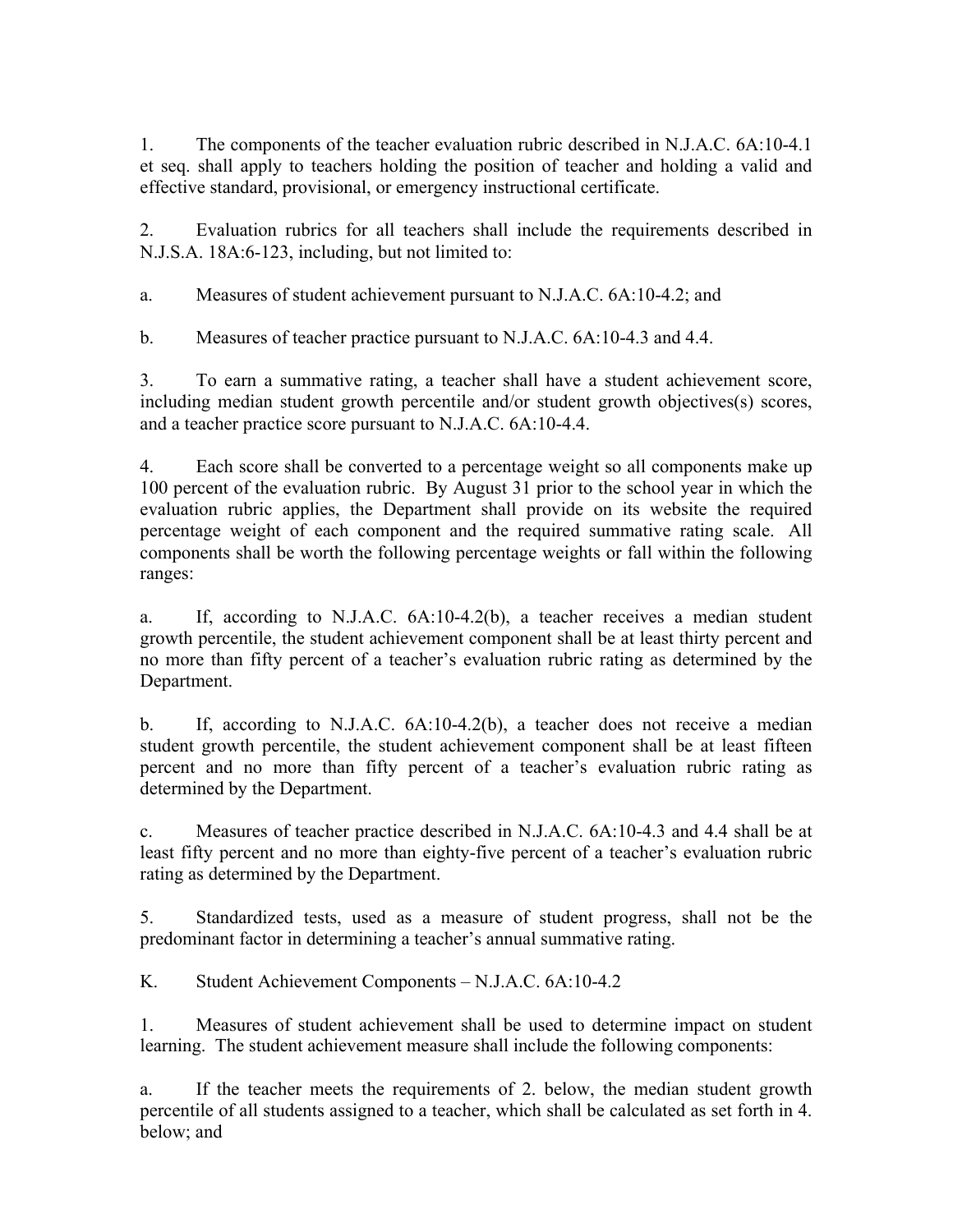1. The components of the teacher evaluation rubric described in N.J.A.C. 6A:10-4.1 et seq. shall apply to teachers holding the position of teacher and holding a valid and effective standard, provisional, or emergency instructional certificate.

2. Evaluation rubrics for all teachers shall include the requirements described in N.J.S.A. 18A:6-123, including, but not limited to:

a. Measures of student achievement pursuant to N.J.A.C. 6A:10-4.2; and

b. Measures of teacher practice pursuant to N.J.A.C. 6A:10-4.3 and 4.4.

3. To earn a summative rating, a teacher shall have a student achievement score, including median student growth percentile and/or student growth objectives(s) scores, and a teacher practice score pursuant to N.J.A.C. 6A:10-4.4.

4. Each score shall be converted to a percentage weight so all components make up 100 percent of the evaluation rubric. By August 31 prior to the school year in which the evaluation rubric applies, the Department shall provide on its website the required percentage weight of each component and the required summative rating scale. All components shall be worth the following percentage weights or fall within the following ranges:

a. If, according to N.J.A.C. 6A:10-4.2(b), a teacher receives a median student growth percentile, the student achievement component shall be at least thirty percent and no more than fifty percent of a teacher's evaluation rubric rating as determined by the Department.

b. If, according to N.J.A.C. 6A:10-4.2(b), a teacher does not receive a median student growth percentile, the student achievement component shall be at least fifteen percent and no more than fifty percent of a teacher's evaluation rubric rating as determined by the Department.

c. Measures of teacher practice described in N.J.A.C. 6A:10-4.3 and 4.4 shall be at least fifty percent and no more than eighty-five percent of a teacher's evaluation rubric rating as determined by the Department.

5. Standardized tests, used as a measure of student progress, shall not be the predominant factor in determining a teacher's annual summative rating.

K. Student Achievement Components – N.J.A.C. 6A:10-4.2

1. Measures of student achievement shall be used to determine impact on student learning. The student achievement measure shall include the following components:

a. If the teacher meets the requirements of 2. below, the median student growth percentile of all students assigned to a teacher, which shall be calculated as set forth in 4. below; and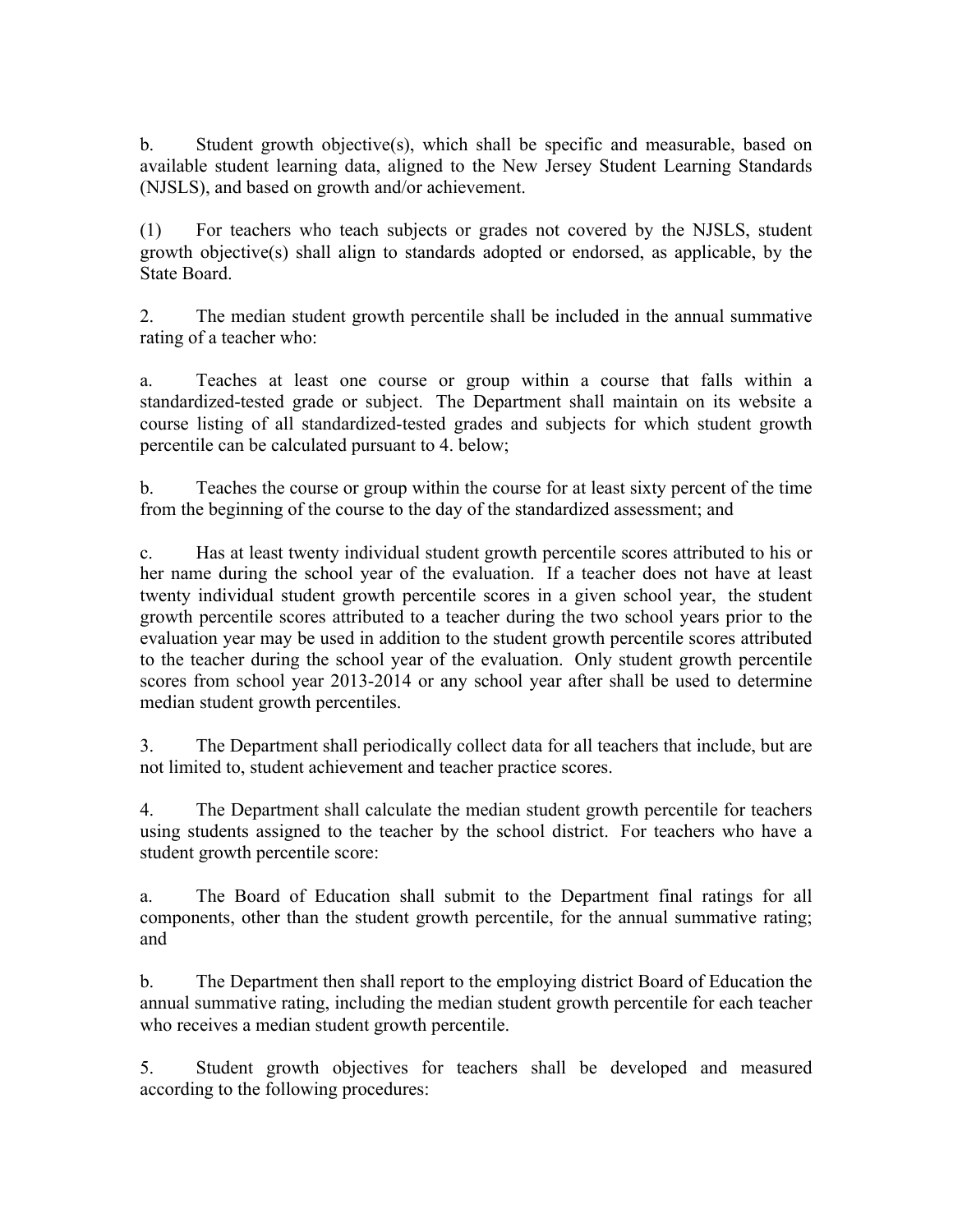b. Student growth objective(s), which shall be specific and measurable, based on available student learning data, aligned to the New Jersey Student Learning Standards (NJSLS), and based on growth and/or achievement.

(1) For teachers who teach subjects or grades not covered by the NJSLS, student growth objective(s) shall align to standards adopted or endorsed, as applicable, by the State Board.

2. The median student growth percentile shall be included in the annual summative rating of a teacher who:

a. Teaches at least one course or group within a course that falls within a standardized-tested grade or subject. The Department shall maintain on its website a course listing of all standardized-tested grades and subjects for which student growth percentile can be calculated pursuant to 4. below;

b. Teaches the course or group within the course for at least sixty percent of the time from the beginning of the course to the day of the standardized assessment; and

c. Has at least twenty individual student growth percentile scores attributed to his or her name during the school year of the evaluation. If a teacher does not have at least twenty individual student growth percentile scores in a given school year, the student growth percentile scores attributed to a teacher during the two school years prior to the evaluation year may be used in addition to the student growth percentile scores attributed to the teacher during the school year of the evaluation. Only student growth percentile scores from school year 2013-2014 or any school year after shall be used to determine median student growth percentiles.

3. The Department shall periodically collect data for all teachers that include, but are not limited to, student achievement and teacher practice scores.

4. The Department shall calculate the median student growth percentile for teachers using students assigned to the teacher by the school district. For teachers who have a student growth percentile score:

a. The Board of Education shall submit to the Department final ratings for all components, other than the student growth percentile, for the annual summative rating; and

b. The Department then shall report to the employing district Board of Education the annual summative rating, including the median student growth percentile for each teacher who receives a median student growth percentile.

5. Student growth objectives for teachers shall be developed and measured according to the following procedures: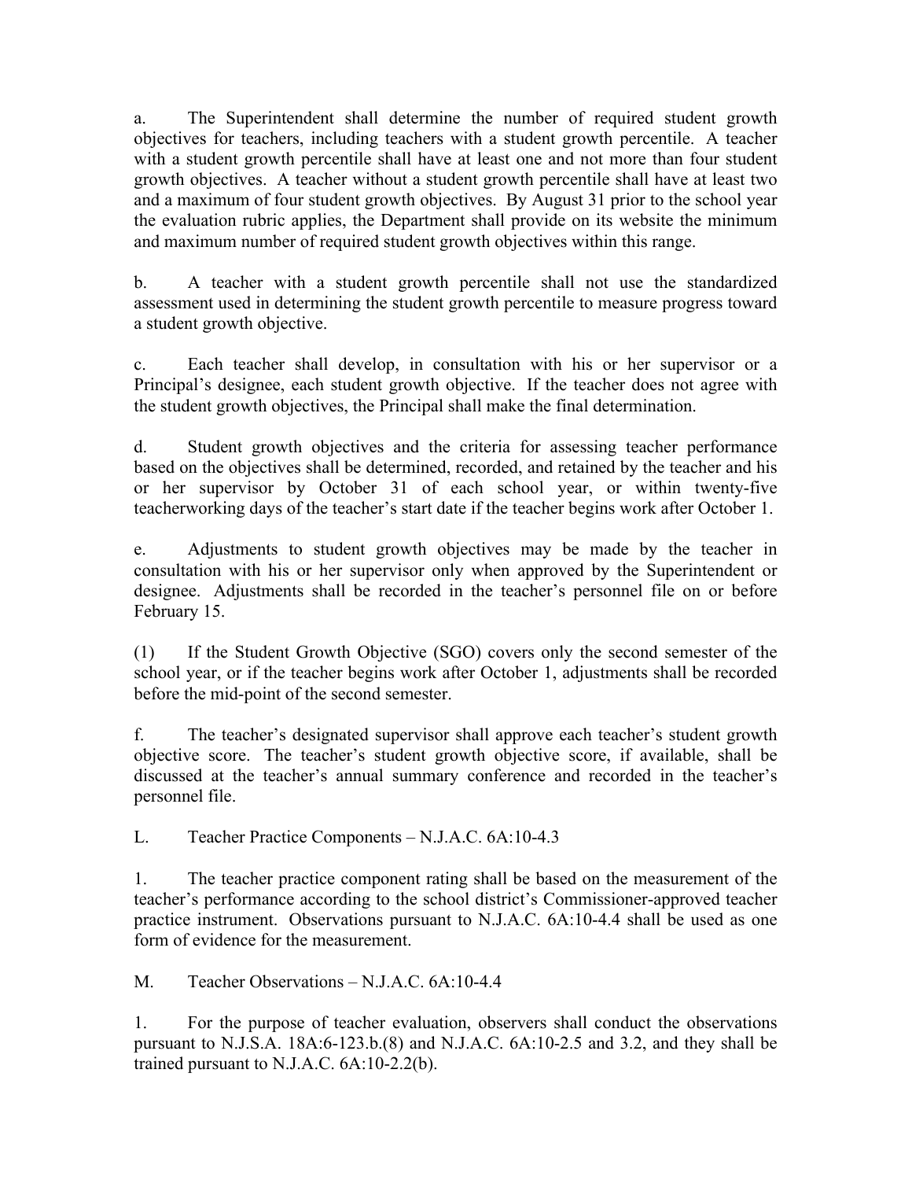a. The Superintendent shall determine the number of required student growth objectives for teachers, including teachers with a student growth percentile. A teacher with a student growth percentile shall have at least one and not more than four student growth objectives. A teacher without a student growth percentile shall have at least two and a maximum of four student growth objectives. By August 31 prior to the school year the evaluation rubric applies, the Department shall provide on its website the minimum and maximum number of required student growth objectives within this range.

b. A teacher with a student growth percentile shall not use the standardized assessment used in determining the student growth percentile to measure progress toward a student growth objective.

c. Each teacher shall develop, in consultation with his or her supervisor or a Principal's designee, each student growth objective. If the teacher does not agree with the student growth objectives, the Principal shall make the final determination.

d. Student growth objectives and the criteria for assessing teacher performance based on the objectives shall be determined, recorded, and retained by the teacher and his or her supervisor by October 31 of each school year, or within twenty-five teacherworking days of the teacher's start date if the teacher begins work after October 1.

e. Adjustments to student growth objectives may be made by the teacher in consultation with his or her supervisor only when approved by the Superintendent or designee. Adjustments shall be recorded in the teacher's personnel file on or before February 15.

(1) If the Student Growth Objective (SGO) covers only the second semester of the school year, or if the teacher begins work after October 1, adjustments shall be recorded before the mid-point of the second semester.

f. The teacher's designated supervisor shall approve each teacher's student growth objective score. The teacher's student growth objective score, if available, shall be discussed at the teacher's annual summary conference and recorded in the teacher's personnel file.

L. Teacher Practice Components – N.J.A.C. 6A:10-4.3

1. The teacher practice component rating shall be based on the measurement of the teacher's performance according to the school district's Commissioner-approved teacher practice instrument. Observations pursuant to N.J.A.C. 6A:10-4.4 shall be used as one form of evidence for the measurement.

M. Teacher Observations – N.J.A.C. 6A:10-4.4

1. For the purpose of teacher evaluation, observers shall conduct the observations pursuant to N.J.S.A. 18A:6-123.b.(8) and N.J.A.C. 6A:10-2.5 and 3.2, and they shall be trained pursuant to N.J.A.C. 6A:10-2.2(b).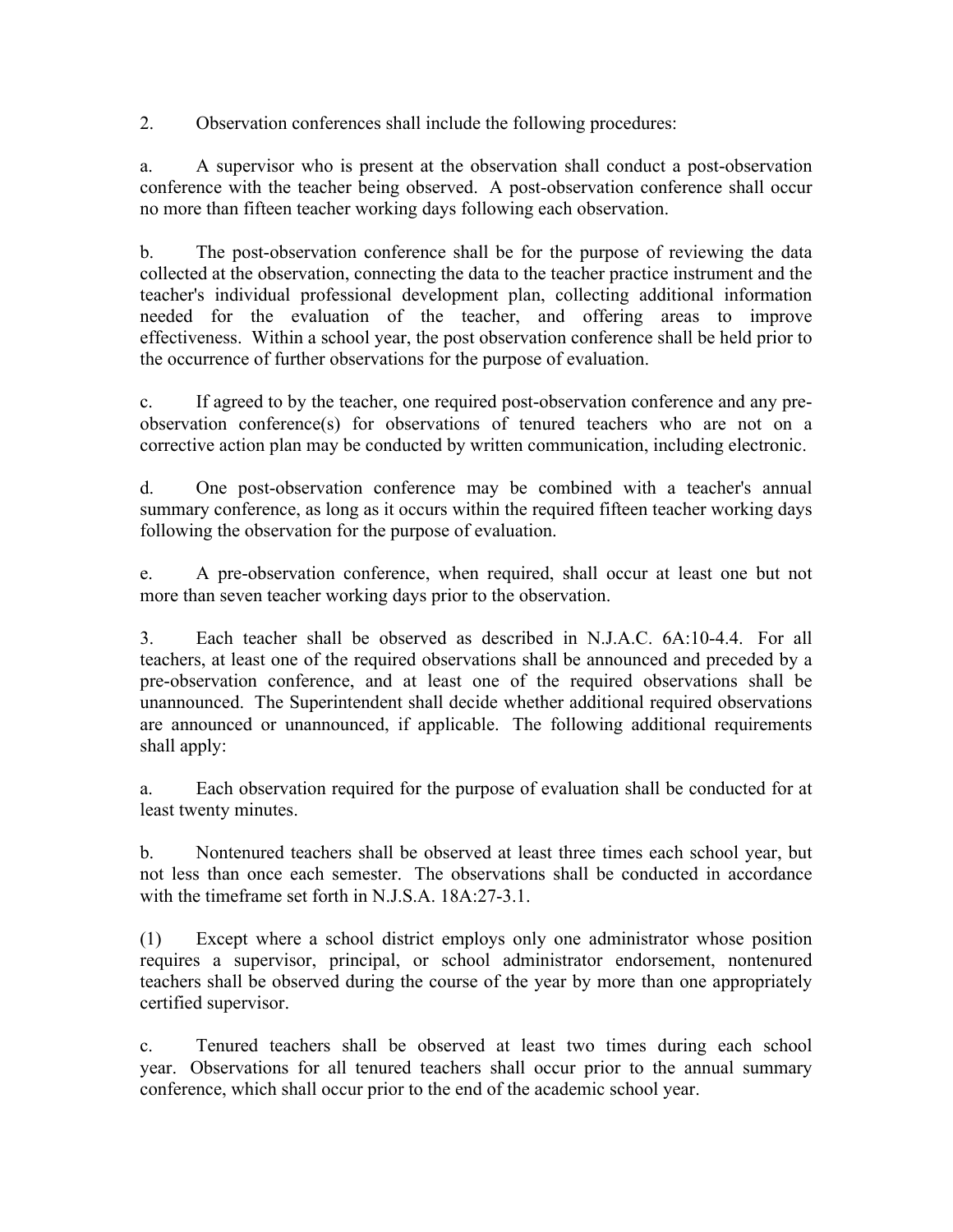2. Observation conferences shall include the following procedures:

a. A supervisor who is present at the observation shall conduct a post-observation conference with the teacher being observed. A post-observation conference shall occur no more than fifteen teacher working days following each observation.

b. The post-observation conference shall be for the purpose of reviewing the data collected at the observation, connecting the data to the teacher practice instrument and the teacher's individual professional development plan, collecting additional information needed for the evaluation of the teacher, and offering areas to improve effectiveness. Within a school year, the post observation conference shall be held prior to the occurrence of further observations for the purpose of evaluation.

c. If agreed to by the teacher, one required post-observation conference and any pre-observation conference(s) for observations of tenured teachers who are not on a corrective action plan may be conducted by written communication, including electronic.

d. One post-observation conference may be combined with a teacher's annual summary conference, as long as it occurs within the required fifteen teacher working days following the observation for the purpose of evaluation.

e. A pre-observation conference, when required, shall occur at least one but not more than seven teacher working days prior to the observation.

3. Each teacher shall be observed as described in N.J.A.C. 6A:10-4.4. For all teachers, at least one of the required observations shall be announced and preceded by a pre-observation conference, and at least one of the required observations shall be unannounced. The Superintendent shall decide whether additional required observations are announced or unannounced, if applicable. The following additional requirements shall apply:

a. Each observation required for the purpose of evaluation shall be conducted for at least twenty minutes.

b. Nontenured teachers shall be observed at least three times each school year, but not less than once each semester. The observations shall be conducted in accordance with the timeframe set forth in N.J.S.A. 18A:27-3.1.

(1) Except where a school district employs only one administrator whose position requires a supervisor, principal, or school administrator endorsement, nontenured teachers shall be observed during the course of the year by more than one appropriately certified supervisor.

c. Tenured teachers shall be observed at least two times during each school year. Observations for all tenured teachers shall occur prior to the annual summary conference, which shall occur prior to the end of the academic school year.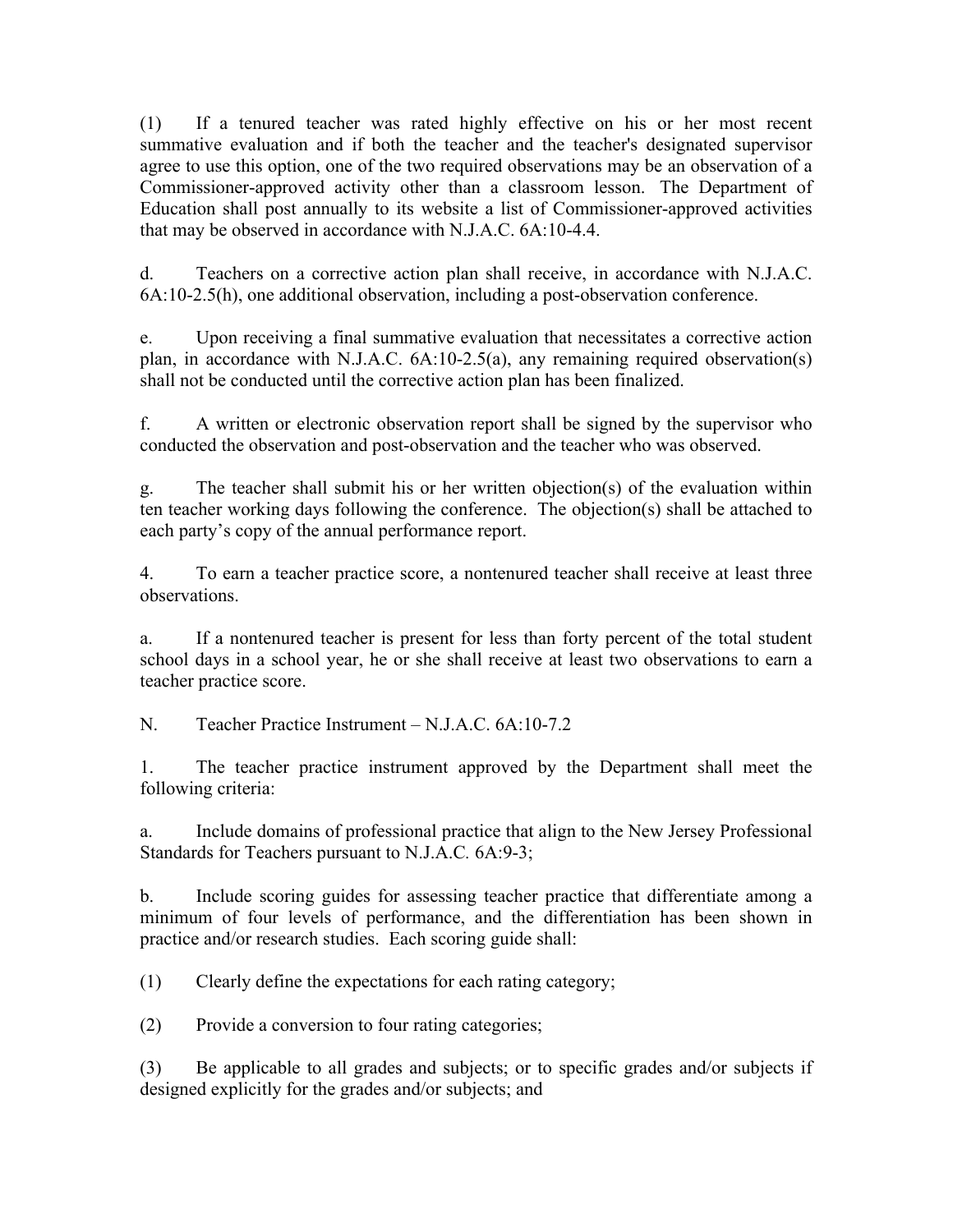(1) If a tenured teacher was rated highly effective on his or her most recent summative evaluation and if both the teacher and the teacher's designated supervisor agree to use this option, one of the two required observations may be an observation of a Commissioner-approved activity other than a classroom lesson. The Department of Education shall post annually to its website a list of Commissioner-approved activities that may be observed in accordance with N.J.A.C. 6A:10-4.4.

d. Teachers on a corrective action plan shall receive, in accordance with N.J.A.C. 6A:10-2.5(h), one additional observation, including a post-observation conference.

e. Upon receiving a final summative evaluation that necessitates a corrective action plan, in accordance with N.J.A.C. 6A:10-2.5(a), any remaining required observation(s) shall not be conducted until the corrective action plan has been finalized.

f. A written or electronic observation report shall be signed by the supervisor who conducted the observation and post-observation and the teacher who was observed.

g. The teacher shall submit his or her written objection(s) of the evaluation within ten teacher working days following the conference. The objection(s) shall be attached to each party's copy of the annual performance report.

4. To earn a teacher practice score, a nontenured teacher shall receive at least three observations.

a. If a nontenured teacher is present for less than forty percent of the total student school days in a school year, he or she shall receive at least two observations to earn a teacher practice score.

N. Teacher Practice Instrument – N.J.A.C. 6A:10-7.2

1. The teacher practice instrument approved by the Department shall meet the following criteria:

a. Include domains of professional practice that align to the New Jersey Professional Standards for Teachers pursuant to N.J.A.C. 6A:9-3;

b. Include scoring guides for assessing teacher practice that differentiate among a minimum of four levels of performance, and the differentiation has been shown in practice and/or research studies. Each scoring guide shall:

(1) Clearly define the expectations for each rating category;

(2) Provide a conversion to four rating categories;

(3) Be applicable to all grades and subjects; or to specific grades and/or subjects if designed explicitly for the grades and/or subjects; and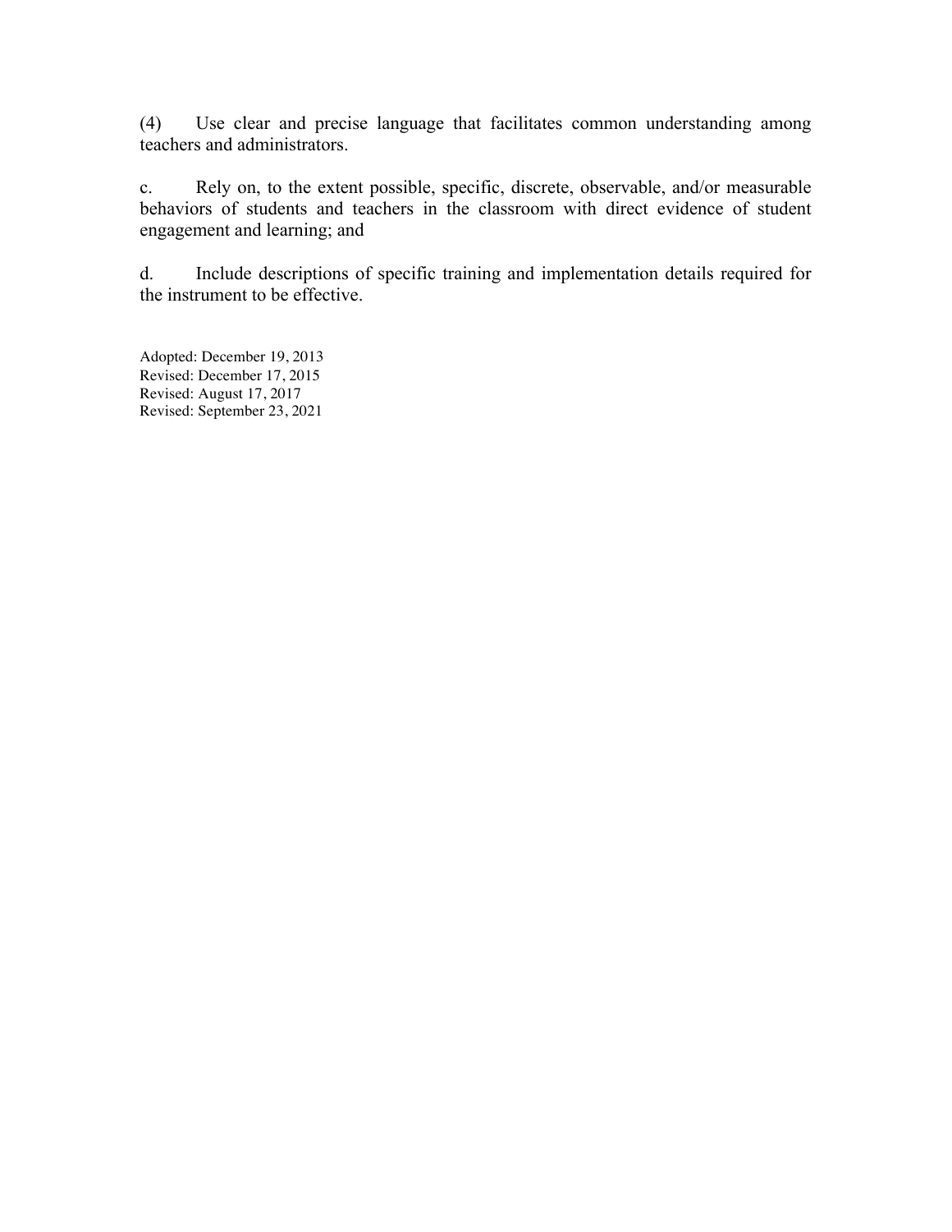(4) Use clear and precise language that facilitates common understanding among teachers and administrators.

c. Rely on, to the extent possible, specific, discrete, observable, and/or measurable behaviors of students and teachers in the classroom with direct evidence of student engagement and learning; and

d. Include descriptions of specific training and implementation details required for the instrument to be effective.

Adopted: December 19, 2013
Revised: December 17, 2015
Revised: August 17, 2017
Revised: September 23, 2021